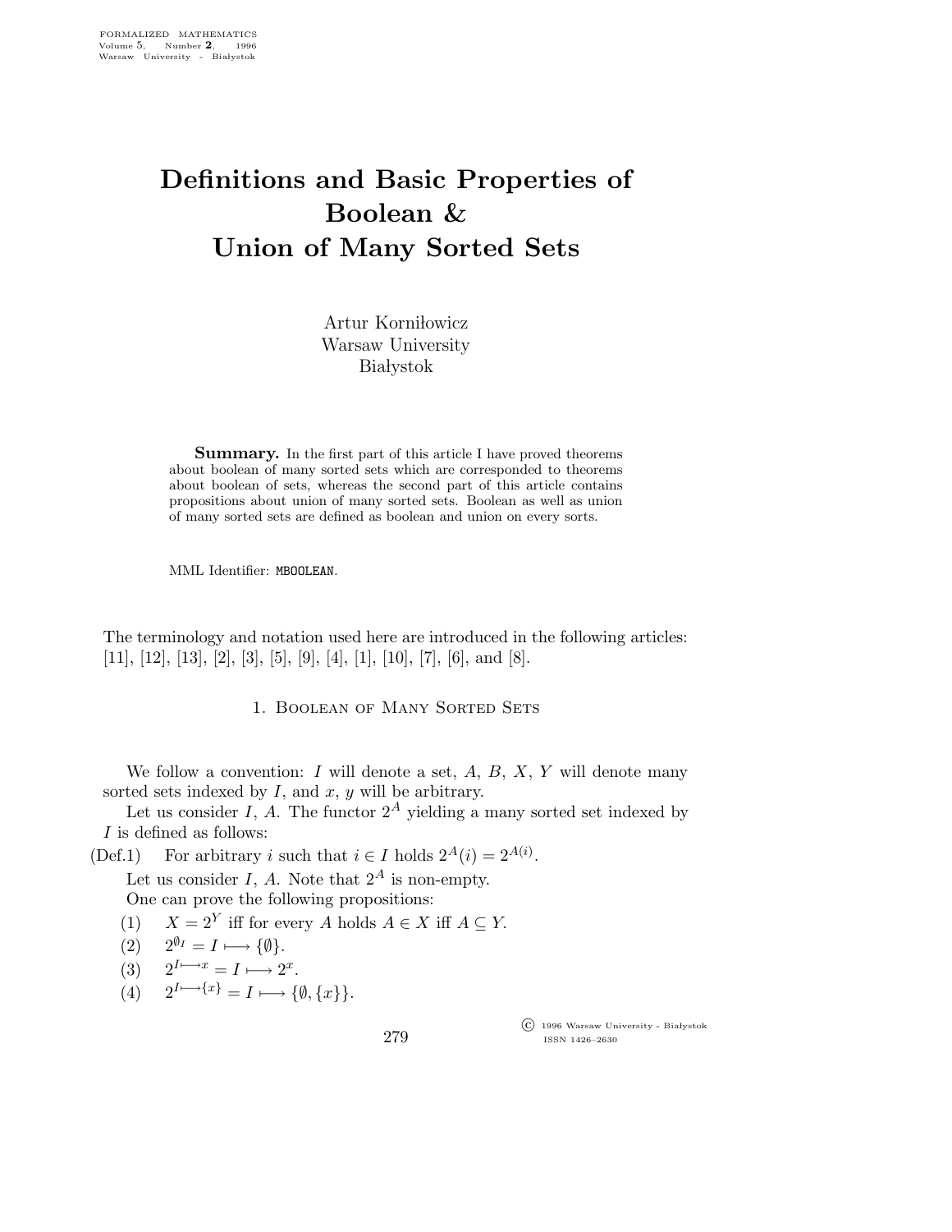# Definitions and Basic Properties of Boolean & Union of Many Sorted Sets

Artur Korniłowicz
Warsaw University
Białystok

**Summary.** In the first part of this article I have proved theorems about boolean of many sorted sets which are corresponded to theorems about boolean of sets, whereas the second part of this article contains propositions about union of many sorted sets. Boolean as well as union of many sorted sets are defined as boolean and union on every sorts.

MML Identifier: MBOOLEAN.

The terminology and notation used here are introduced in the following articles: [11], [12], [13], [2], [3], [5], [9], [4], [1], [10], [7], [6], and [8].

## 1. Boolean of Many Sorted Sets

We follow a convention: $I$ will denote a set, $A$, $B$, $X$, $Y$ will denote many sorted sets indexed by $I$, and $x$, $y$ will be arbitrary.

Let us consider $I$, $A$. The functor $2^A$ yielding a many sorted set indexed by $I$ is defined as follows:

(Def.1) For arbitrary $i$ such that $i \in I$ holds $2^A(i) = 2^{A(i)}$.

Let us consider $I$, $A$. Note that $2^A$ is non-empty.

One can prove the following propositions:

(1) $X = 2^Y$ iff for every $A$ holds $A \in X$ iff $A \subseteq Y$.

(2) $2^{\emptyset_I} = I \longmapsto \{\emptyset\}$.

(3) $2^{I \longmapsto x} = I \longmapsto 2^x$.

(4) $2^{I \longmapsto \{x\}} = I \longmapsto \{\emptyset, \{x\}\}$.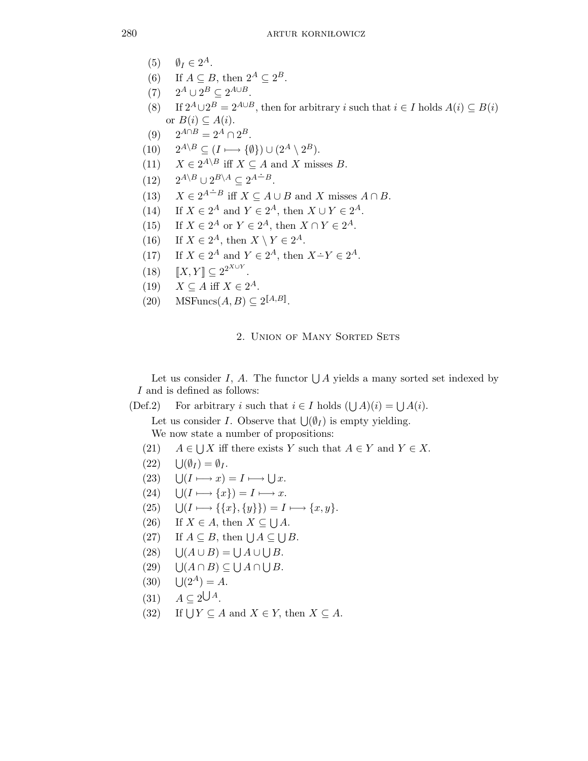(5) $\emptyset_I \in 2^A$.

(6) If $A \subseteq B$, then $2^A \subseteq 2^B$.

(7) $2^A \cup 2^B \subseteq 2^{A \cup B}$.

(8) If $2^A \cup 2^B = 2^{A \cup B}$, then for arbitrary $i$ such that $i \in I$ holds $A(i) \subseteq B(i)$ or $B(i) \subseteq A(i)$.

(9) $2^{A \cap B} = 2^A \cap 2^B$.

(10) $2^{A \setminus B} \subseteq (I \longmapsto \{\emptyset\}) \cup (2^A \setminus 2^B)$.

(11) $X \in 2^{A \setminus B}$ iff $X \subseteq A$ and $X$ misses $B$.

(12) $2^{A \setminus B} \cup 2^{B \setminus A} \subseteq 2^{A \dot{-} B}$.

(13) $X \in 2^{A \dot{-} B}$ iff $X \subseteq A \cup B$ and $X$ misses $A \cap B$.

(14) If $X \in 2^A$ and $Y \in 2^A$, then $X \cup Y \in 2^A$.

(15) If $X \in 2^A$ or $Y \in 2^A$, then $X \cap Y \in 2^A$.

(16) If $X \in 2^A$, then $X \setminus Y \in 2^A$.

(17) If $X \in 2^A$ and $Y \in 2^A$, then $X \dot{-} Y \in 2^A$.

(18) $[\![X, Y]\!] \subseteq 2^{2^{X \cup Y}}$.

(19) $X \subseteq A$ iff $X \in 2^A$.

(20) $\mathrm{MSFuncs}(A, B) \subseteq 2^{[\![A, B]\!]}$.

## 2. Union of Many Sorted Sets

Let us consider $I$, $A$. The functor $\bigcup A$ yields a many sorted set indexed by $I$ and is defined as follows:

(Def.2) For arbitrary $i$ such that $i \in I$ holds $(\bigcup A)(i) = \bigcup A(i)$.

Let us consider $I$. Observe that $\bigcup(\emptyset_I)$ is empty yielding.

We now state a number of propositions:

(21) $A \in \bigcup X$ iff there exists $Y$ such that $A \in Y$ and $Y \in X$.

(22) $\bigcup(\emptyset_I) = \emptyset_I$.

(23) $\bigcup(I \longmapsto x) = I \longmapsto \bigcup x$.

(24) $\bigcup(I \longmapsto \{x\}) = I \longmapsto x$.

(25) $\bigcup(I \longmapsto \{\{x\}, \{y\}\}) = I \longmapsto \{x, y\}$.

(26) If $X \in A$, then $X \subseteq \bigcup A$.

(27) If $A \subseteq B$, then $\bigcup A \subseteq \bigcup B$.

(28) $\bigcup(A \cup B) = \bigcup A \cup \bigcup B$.

(29) $\bigcup(A \cap B) \subseteq \bigcup A \cap \bigcup B$.

(30) $\bigcup(2^A) = A$.

(31) $A \subseteq 2^{\bigcup A}$.

(32) If $\bigcup Y \subseteq A$ and $X \in Y$, then $X \subseteq A$.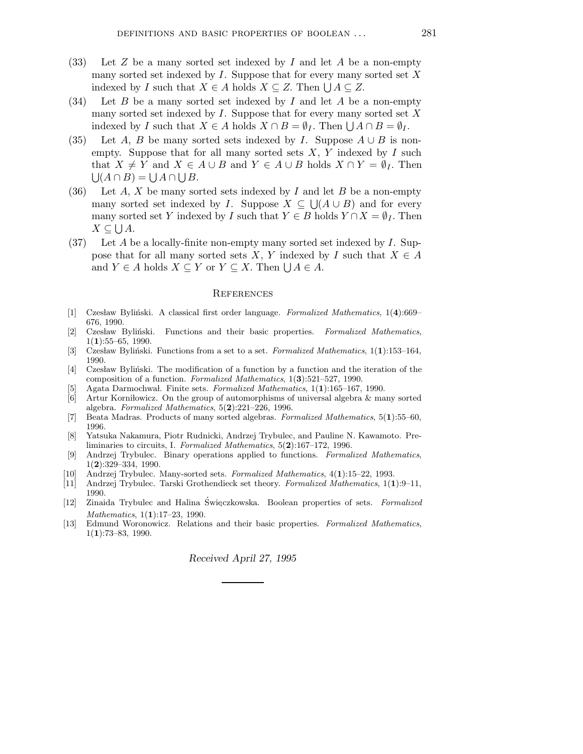(33) Let $Z$ be a many sorted set indexed by $I$ and let $A$ be a non-empty many sorted set indexed by $I$. Suppose that for every many sorted set $X$ indexed by $I$ such that $X \in A$ holds $X \subseteq Z$. Then $\bigcup A \subseteq Z$.

(34) Let $B$ be a many sorted set indexed by $I$ and let $A$ be a non-empty many sorted set indexed by $I$. Suppose that for every many sorted set $X$ indexed by $I$ such that $X \in A$ holds $X \cap B = \emptyset_I$. Then $\bigcup A \cap B = \emptyset_I$.

(35) Let $A$, $B$ be many sorted sets indexed by $I$. Suppose $A \cup B$ is non-empty. Suppose that for all many sorted sets $X$, $Y$ indexed by $I$ such that $X \neq Y$ and $X \in A \cup B$ and $Y \in A \cup B$ holds $X \cap Y = \emptyset_I$. Then $\bigcup(A \cap B) = \bigcup A \cap \bigcup B$.

(36) Let $A$, $X$ be many sorted sets indexed by $I$ and let $B$ be a non-empty many sorted set indexed by $I$. Suppose $X \subseteq \bigcup(A \cup B)$ and for every many sorted set $Y$ indexed by $I$ such that $Y \in B$ holds $Y \cap X = \emptyset_I$. Then $X \subseteq \bigcup A$.

(37) Let $A$ be a locally-finite non-empty many sorted set indexed by $I$. Suppose that for all many sorted sets $X$, $Y$ indexed by $I$ such that $X \in A$ and $Y \in A$ holds $X \subseteq Y$ or $Y \subseteq X$. Then $\bigcup A \in A$.

## References

[1] Czesław Byliński. A classical first order language. *Formalized Mathematics*, 1(**4**):669–676, 1990.

[2] Czesław Byliński. Functions and their basic properties. *Formalized Mathematics*, 1(**1**):55–65, 1990.

[3] Czesław Byliński. Functions from a set to a set. *Formalized Mathematics*, 1(**1**):153–164, 1990.

[4] Czesław Byliński. The modification of a function by a function and the iteration of the composition of a function. *Formalized Mathematics*, 1(**3**):521–527, 1990.

[5] Agata Darmochwał. Finite sets. *Formalized Mathematics*, 1(**1**):165–167, 1990.

[6] Artur Korniłowicz. On the group of automorphisms of universal algebra & many sorted algebra. *Formalized Mathematics*, 5(**2**):221–226, 1996.

[7] Beata Madras. Products of many sorted algebras. *Formalized Mathematics*, 5(**1**):55–60, 1996.

[8] Yatsuka Nakamura, Piotr Rudnicki, Andrzej Trybulec, and Pauline N. Kawamoto. Preliminaries to circuits, I. *Formalized Mathematics*, 5(**2**):167–172, 1996.

[9] Andrzej Trybulec. Binary operations applied to functions. *Formalized Mathematics*, 1(**2**):329–334, 1990.

[10] Andrzej Trybulec. Many-sorted sets. *Formalized Mathematics*, 4(**1**):15–22, 1993.

[11] Andrzej Trybulec. Tarski Grothendieck set theory. *Formalized Mathematics*, 1(**1**):9–11, 1990.

[12] Zinaida Trybulec and Halina Święczkowska. Boolean properties of sets. *Formalized Mathematics*, 1(**1**):17–23, 1990.

[13] Edmund Woronowicz. Relations and their basic properties. *Formalized Mathematics*, 1(**1**):73–83, 1990.

*Received April 27, 1995*